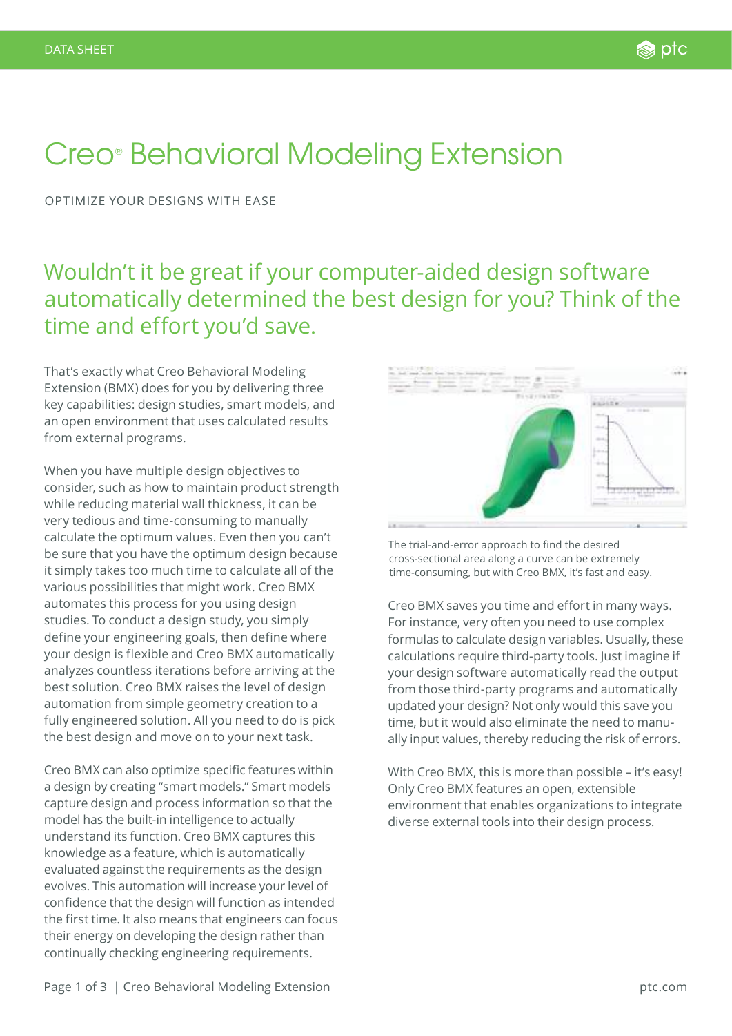# Creo® Behavioral Modeling Extension

OPTIMIZE YOUR DESIGNS WITH EASE

## Wouldn't it be great if your computer-aided design software automatically determined the best design for you? Think of the time and effort you'd save.

That's exactly what Creo Behavioral Modeling Extension (BMX) does for you by delivering three key capabilities: design studies, smart models, and an open environment that uses calculated results from external programs.

When you have multiple design objectives to consider, such as how to maintain product strength while reducing material wall thickness, it can be very tedious and time-consuming to manually calculate the optimum values. Even then you can't be sure that you have the optimum design because it simply takes too much time to calculate all of the various possibilities that might work. Creo BMX automates this process for you using design studies. To conduct a design study, you simply define your engineering goals, then define where your design is flexible and Creo BMX automatically analyzes countless iterations before arriving at the best solution. Creo BMX raises the level of design automation from simple geometry creation to a fully engineered solution. All you need to do is pick the best design and move on to your next task.

Creo BMX can also optimize specific features within a design by creating "smart models." Smart models capture design and process information so that the model has the built-in intelligence to actually understand its function. Creo BMX captures this knowledge as a feature, which is automatically evaluated against the requirements as the design evolves. This automation will increase your level of confidence that the design will function as intended the first time. It also means that engineers can focus their energy on developing the design rather than continually checking engineering requirements.

The trial-and-error approach to find the desired cross-sectional area along a curve can be extremely time-consuming, but with Creo BMX, it's fast and easy.

Creo BMX saves you time and effort in many ways. For instance, very often you need to use complex formulas to calculate design variables. Usually, these calculations require third-party tools. Just imagine if your design software automatically read the output from those third-party programs and automatically updated your design? Not only would this save you time, but it would also eliminate the need to manually input values, thereby reducing the risk of errors.

With Creo BMX, this is more than possible – it's easy! Only Creo BMX features an open, extensible environment that enables organizations to integrate diverse external tools into their design process.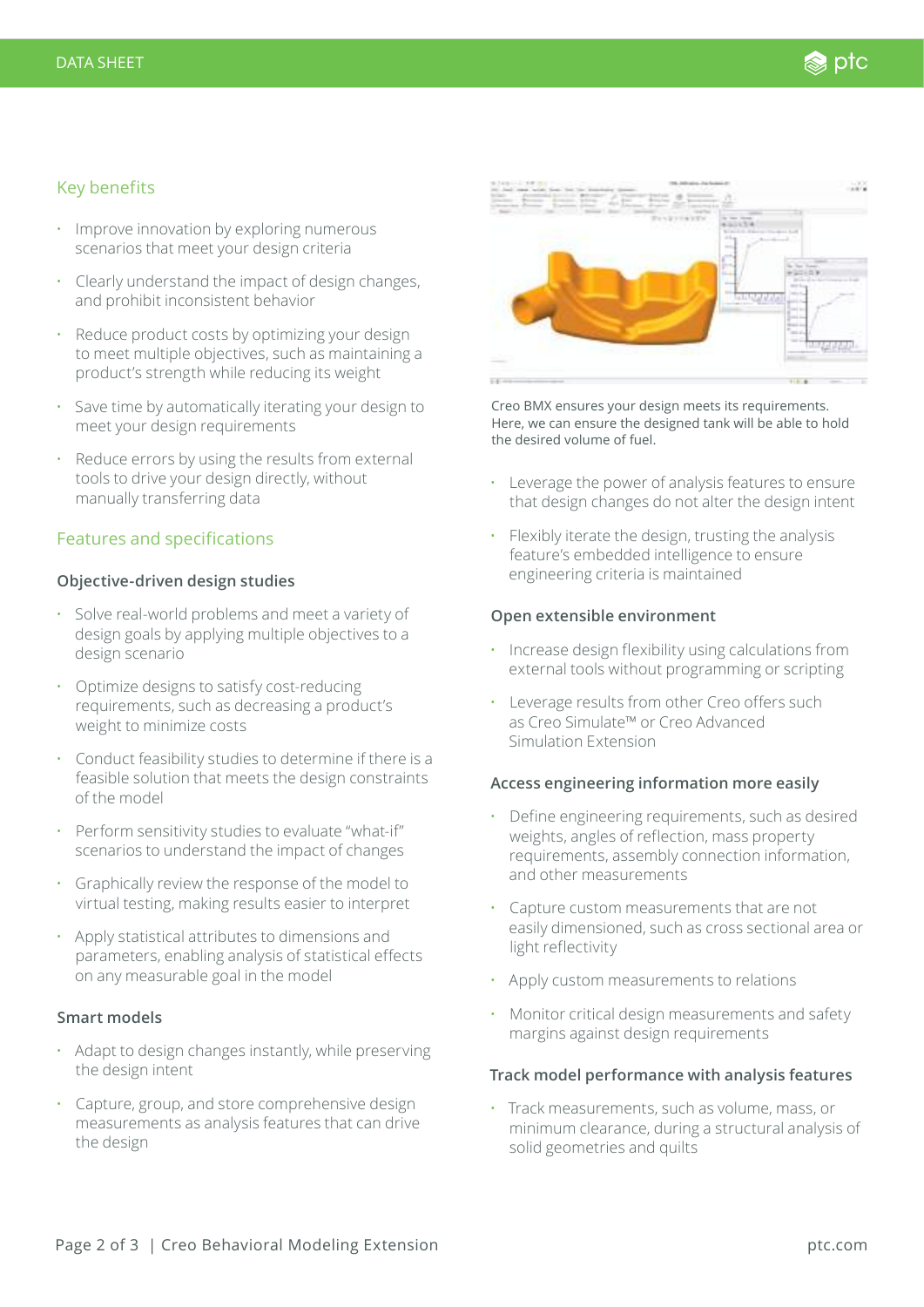## Key benefits

- Improve innovation by exploring numerous scenarios that meet your design criteria
- Clearly understand the impact of design changes, and prohibit inconsistent behavior
- Reduce product costs by optimizing your design to meet multiple objectives, such as maintaining a product's strength while reducing its weight
- Save time by automatically iterating your design to meet your design requirements
- Reduce errors by using the results from external tools to drive your design directly, without manually transferring data

## Features and specifications

### Objective-driven design studies

- Solve real-world problems and meet a variety of design goals by applying multiple objectives to a design scenario
- Optimize designs to satisfy cost-reducing requirements, such as decreasing a product's weight to minimize costs
- Conduct feasibility studies to determine if there is a feasible solution that meets the design constraints of the model
- Perform sensitivity studies to evaluate "what-if" scenarios to understand the impact of changes
- Graphically review the response of the model to virtual testing, making results easier to interpret
- Apply statistical attributes to dimensions and parameters, enabling analysis of statistical effects on any measurable goal in the model

### Smart models

- Adapt to design changes instantly, while preserving the design intent
- Capture, group, and store comprehensive design measurements as analysis features that can drive the design

Creo BMX ensures your design meets its requirements. Here, we can ensure the designed tank will be able to hold the desired volume of fuel.

- Leverage the power of analysis features to ensure that design changes do not alter the design intent
- Flexibly iterate the design, trusting the analysis feature's embedded intelligence to ensure engineering criteria is maintained

### Open extensible environment

- Increase design flexibility using calculations from external tools without programming or scripting
- Leverage results from other Creo offers such as Creo Simulate™ or Creo Advanced Simulation Extension

### Access engineering information more easily

- Define engineering requirements, such as desired weights, angles of reflection, mass property requirements, assembly connection information, and other measurements
- Capture custom measurements that are not easily dimensioned, such as cross sectional area or light reflectivity
- Apply custom measurements to relations
- Monitor critical design measurements and safety margins against design requirements

### Track model performance with analysis features

- Track measurements, such as volume, mass, or minimum clearance, during a structural analysis of solid geometries and quilts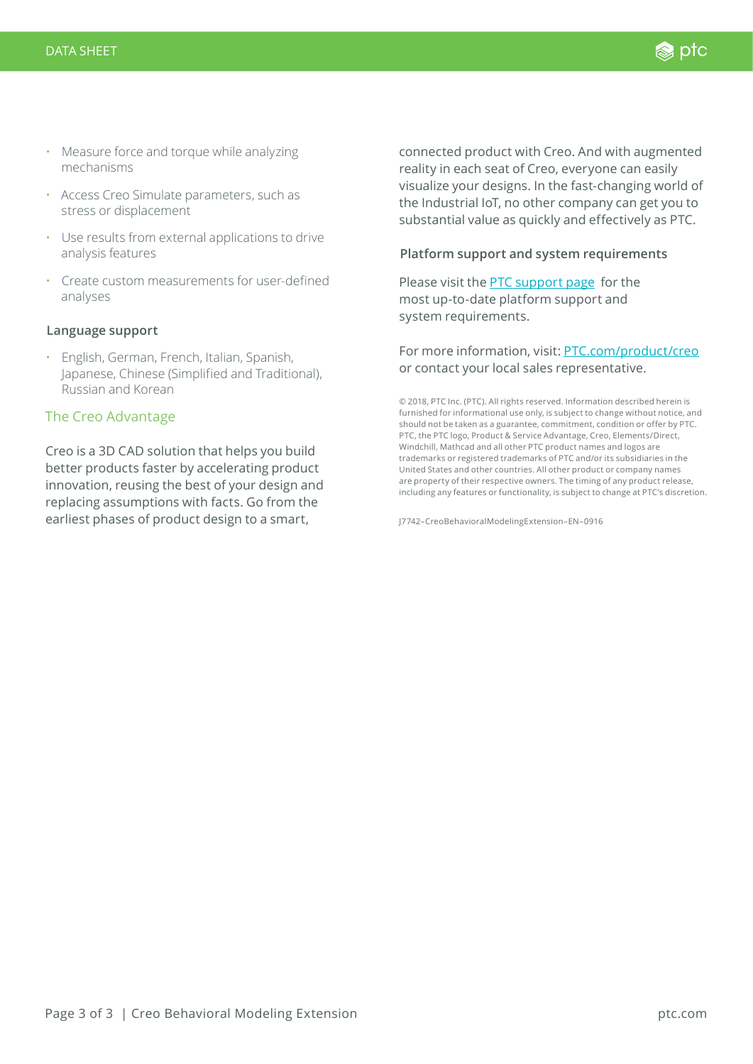- Measure force and torque while analyzing mechanisms
- Access Creo Simulate parameters, such as stress or displacement
- Use results from external applications to drive analysis features
- Create custom measurements for user-defined analyses

### Language support

- English, German, French, Italian, Spanish, Japanese, Chinese (Simplified and Traditional), Russian and Korean

## The Creo Advantage

Creo is a 3D CAD solution that helps you build better products faster by accelerating product innovation, reusing the best of your design and replacing assumptions with facts. Go from the earliest phases of product design to a smart, connected product with Creo. And with augmented reality in each seat of Creo, everyone can easily visualize your designs. In the fast-changing world of the Industrial IoT, no other company can get you to substantial value as quickly and effectively as PTC.

### Platform support and system requirements

Please visit the PTC support page for the most up-to-date platform support and system requirements.

For more information, visit: PTC.com/product/creo or contact your local sales representative.

© 2018, PTC Inc. (PTC). All rights reserved. Information described herein is furnished for informational use only, is subject to change without notice, and should not be taken as a guarantee, commitment, condition or offer by PTC. PTC, the PTC logo, Product & Service Advantage, Creo, Elements/Direct, Windchill, Mathcad and all other PTC product names and logos are trademarks or registered trademarks of PTC and/or its subsidiaries in the United States and other countries. All other product or company names are property of their respective owners. The timing of any product release, including any features or functionality, is subject to change at PTC's discretion.

J7742–CreoBehavioralModelingExtension–EN–0916